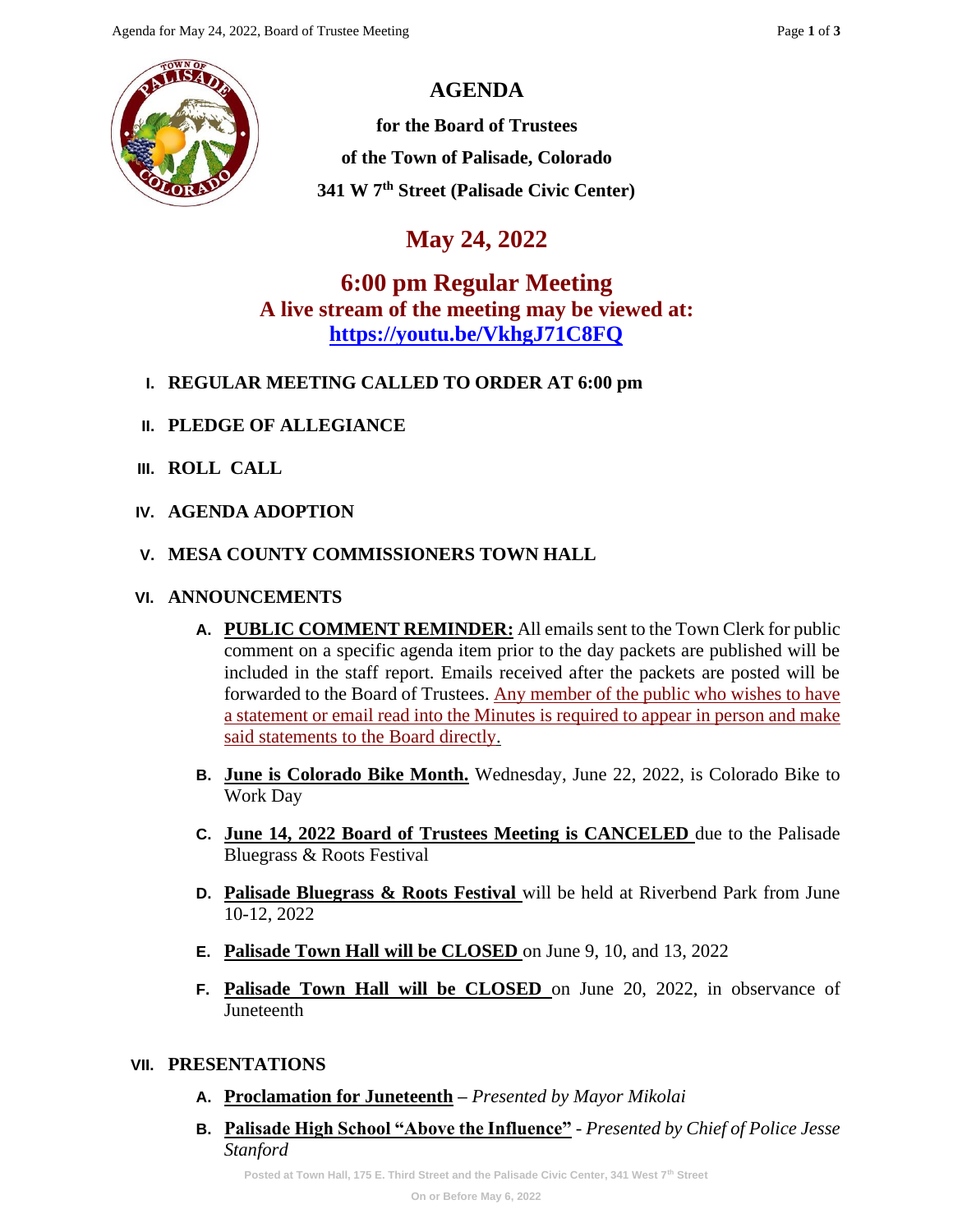# AGENDA

**for the Board of Trustees**

**of the Town of Palisade, Colorado**

**341 W 7th Street (Palisade Civic Center)**

## May 24, 2022

## 6:00 pm Regular Meeting

**A live stream of the meeting may be viewed at:**
**https://youtu.be/VkhgJ71C8FQ**

I. **REGULAR MEETING CALLED TO ORDER AT 6:00 pm**

II. **PLEDGE OF ALLEGIANCE**

III. **ROLL CALL**

IV. **AGENDA ADOPTION**

V. **MESA COUNTY COMMISSIONERS TOWN HALL**

VI. **ANNOUNCEMENTS**

A. **PUBLIC COMMENT REMINDER:** All emails sent to the Town Clerk for public comment on a specific agenda item prior to the day packets are published will be included in the staff report. Emails received after the packets are posted will be forwarded to the Board of Trustees. Any member of the public who wishes to have a statement or email read into the Minutes is required to appear in person and make said statements to the Board directly.

B. **June is Colorado Bike Month.** Wednesday, June 22, 2022, is Colorado Bike to Work Day

C. **June 14, 2022 Board of Trustees Meeting is CANCELED** due to the Palisade Bluegrass & Roots Festival

D. **Palisade Bluegrass & Roots Festival** will be held at Riverbend Park from June 10-12, 2022

E. **Palisade Town Hall will be CLOSED** on June 9, 10, and 13, 2022

F. **Palisade Town Hall will be CLOSED** on June 20, 2022, in observance of Juneteenth

VII. **PRESENTATIONS**

A. **Proclamation for Juneteenth** – *Presented by Mayor Mikolai*

B. **Palisade High School "Above the Influence"** - *Presented by Chief of Police Jesse Stanford*

Posted at Town Hall, 175 E. Third Street and the Palisade Civic Center, 341 West 7th Street

On or Before May 6, 2022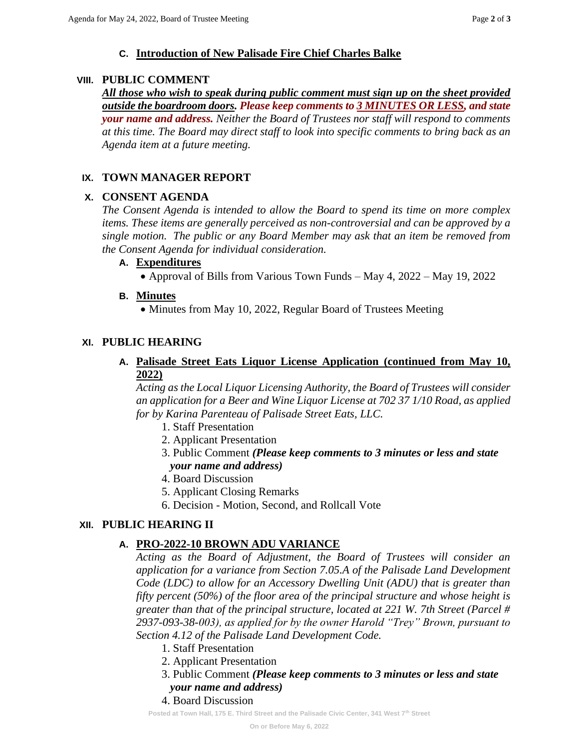### C. Introduction of New Palisade Fire Chief Charles Balke

## VIII. PUBLIC COMMENT

***All those who wish to speak during public comment must sign up on the sheet provided outside the boardroom doors.*** ***Please keep comments to 3 MINUTES OR LESS, and state your name and address.*** *Neither the Board of Trustees nor staff will respond to comments at this time. The Board may direct staff to look into specific comments to bring back as an Agenda item at a future meeting.*

## IX. TOWN MANAGER REPORT

## X. CONSENT AGENDA

*The Consent Agenda is intended to allow the Board to spend its time on more complex items. These items are generally perceived as non-controversial and can be approved by a single motion. The public or any Board Member may ask that an item be removed from the Consent Agenda for individual consideration.*

### A. Expenditures

- Approval of Bills from Various Town Funds – May 4, 2022 – May 19, 2022

### B. Minutes

- Minutes from May 10, 2022, Regular Board of Trustees Meeting

## XI. PUBLIC HEARING

### A. Palisade Street Eats Liquor License Application (continued from May 10, 2022)

*Acting as the Local Liquor Licensing Authority, the Board of Trustees will consider an application for a Beer and Wine Liquor License at 702 37 1/10 Road, as applied for by Karina Parenteau of Palisade Street Eats, LLC.*

1. Staff Presentation
2. Applicant Presentation
3. Public Comment ***(Please keep comments to 3 minutes or less and state your name and address)***
4. Board Discussion
5. Applicant Closing Remarks
6. Decision - Motion, Second, and Rollcall Vote

## XII. PUBLIC HEARING II

### A. PRO-2022-10 BROWN ADU VARIANCE

*Acting as the Board of Adjustment, the Board of Trustees will consider an application for a variance from Section 7.05.A of the Palisade Land Development Code (LDC) to allow for an Accessory Dwelling Unit (ADU) that is greater than fifty percent (50%) of the floor area of the principal structure and whose height is greater than that of the principal structure, located at 221 W. 7th Street (Parcel # 2937-093-38-003), as applied for by the owner Harold "Trey" Brown, pursuant to Section 4.12 of the Palisade Land Development Code.*

1. Staff Presentation
2. Applicant Presentation
3. Public Comment ***(Please keep comments to 3 minutes or less and state your name and address)***
4. Board Discussion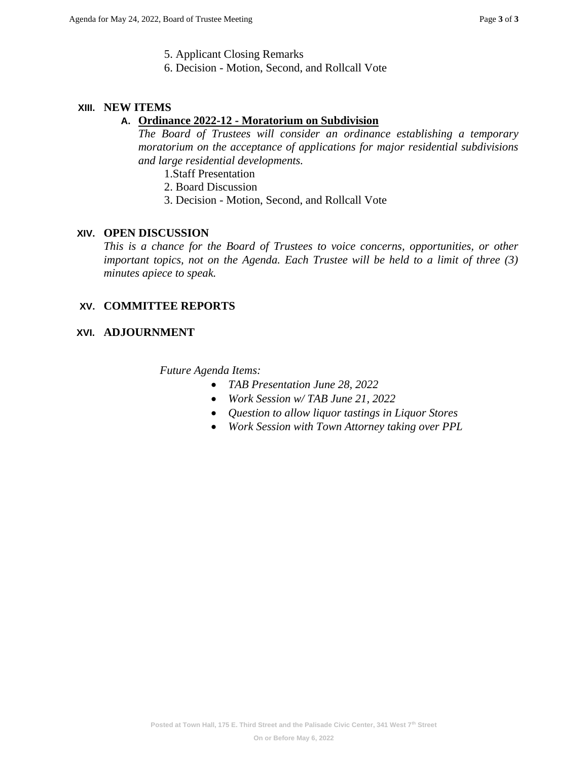5. Applicant Closing Remarks
6. Decision - Motion, Second, and Rollcall Vote

## XIII. NEW ITEMS

### A. Ordinance 2022-12 - Moratorium on Subdivision

*The Board of Trustees will consider an ordinance establishing a temporary moratorium on the acceptance of applications for major residential subdivisions and large residential developments.*

1. Staff Presentation
2. Board Discussion
3. Decision - Motion, Second, and Rollcall Vote

## XIV. OPEN DISCUSSION

*This is a chance for the Board of Trustees to voice concerns, opportunities, or other important topics, not on the Agenda. Each Trustee will be held to a limit of three (3) minutes apiece to speak.*

## XV. COMMITTEE REPORTS

## XVI. ADJOURNMENT

*Future Agenda Items:*

- *TAB Presentation June 28, 2022*
- *Work Session w/ TAB June 21, 2022*
- *Question to allow liquor tastings in Liquor Stores*
- *Work Session with Town Attorney taking over PPL*

**Posted at Town Hall, 175 E. Third Street and the Palisade Civic Center, 341 West 7th Street**

**On or Before May 6, 2022**